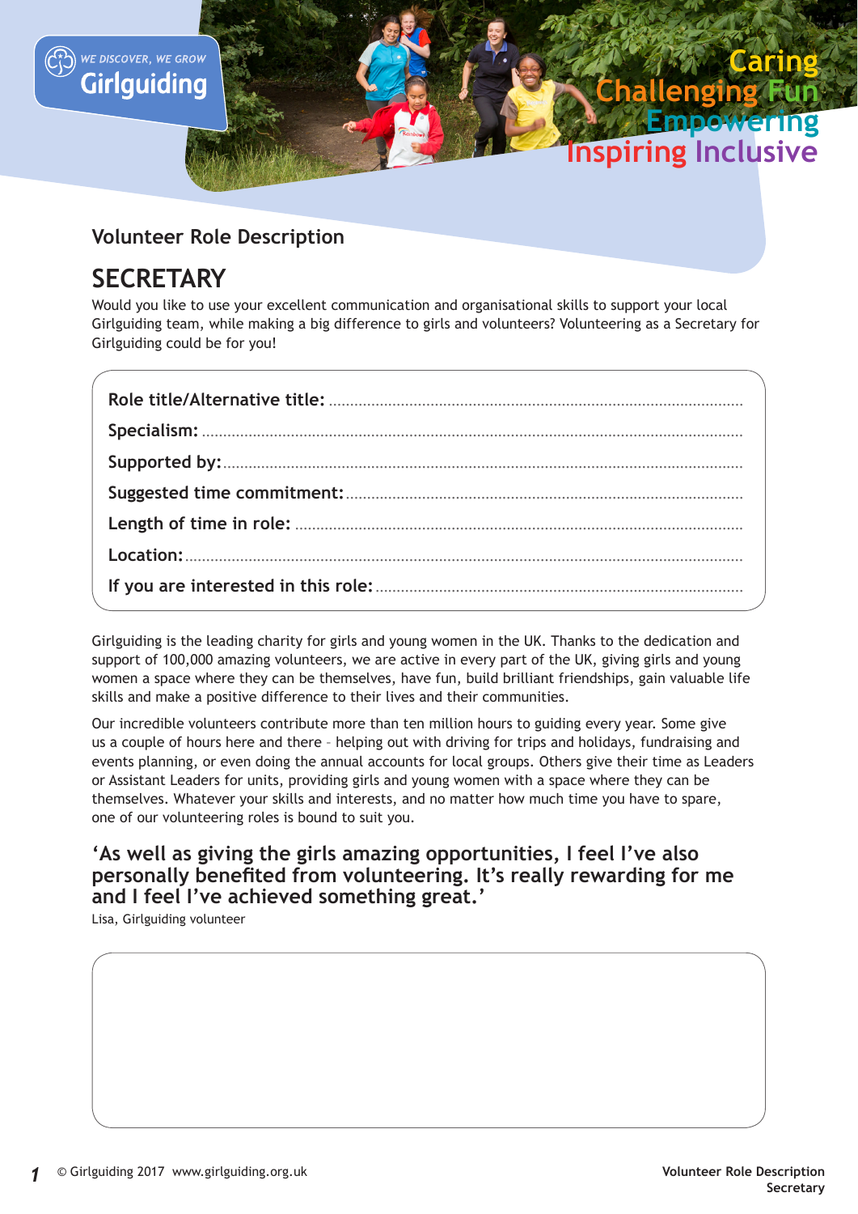WE DISCOVER, WE GROW
Girlguiding

Caring
Challenging Fun
Empowering
Inspiring Inclusive

## Volunteer Role Description

# SECRETARY

Would you like to use your excellent communication and organisational skills to support your local Girlguiding team, while making a big difference to girls and volunteers? Volunteering as a Secretary for Girlguiding could be for you!

**Role title/Alternative title:** ..........

**Specialism:** ..........

**Supported by:** ..........

**Suggested time commitment:** ..........

**Length of time in role:** ..........

**Location:** ..........

**If you are interested in this role:** ..........

Girlguiding is the leading charity for girls and young women in the UK. Thanks to the dedication and support of 100,000 amazing volunteers, we are active in every part of the UK, giving girls and young women a space where they can be themselves, have fun, build brilliant friendships, gain valuable life skills and make a positive difference to their lives and their communities.

Our incredible volunteers contribute more than ten million hours to guiding every year. Some give us a couple of hours here and there – helping out with driving for trips and holidays, fundraising and events planning, or even doing the annual accounts for local groups. Others give their time as Leaders or Assistant Leaders for units, providing girls and young women with a space where they can be themselves. Whatever your skills and interests, and no matter how much time you have to spare, one of our volunteering roles is bound to suit you.

**'As well as giving the girls amazing opportunities, I feel I've also personally benefited from volunteering. It's really rewarding for me and I feel I've achieved something great.'**

Lisa, Girlguiding volunteer

© Girlguiding 2017 www.girlguiding.org.uk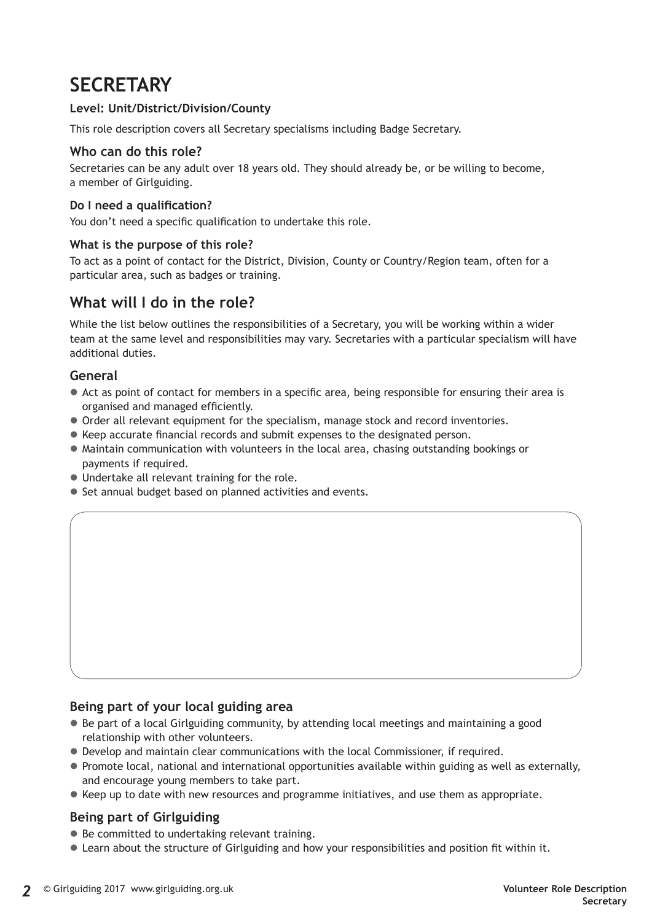# SECRETARY

**Level: Unit/District/Division/County**

This role description covers all Secretary specialisms including Badge Secretary.

### Who can do this role?

Secretaries can be any adult over 18 years old. They should already be, or be willing to become, a member of Girlguiding.

**Do I need a qualification?**

You don't need a specific qualification to undertake this role.

**What is the purpose of this role?**

To act as a point of contact for the District, Division, County or Country/Region team, often for a particular area, such as badges or training.

## What will I do in the role?

While the list below outlines the responsibilities of a Secretary, you will be working within a wider team at the same level and responsibilities may vary. Secretaries with a particular specialism will have additional duties.

### General

- Act as point of contact for members in a specific area, being responsible for ensuring their area is organised and managed efficiently.
- Order all relevant equipment for the specialism, manage stock and record inventories.
- Keep accurate financial records and submit expenses to the designated person.
- Maintain communication with volunteers in the local area, chasing outstanding bookings or payments if required.
- Undertake all relevant training for the role.
- Set annual budget based on planned activities and events.

### Being part of your local guiding area

- Be part of a local Girlguiding community, by attending local meetings and maintaining a good relationship with other volunteers.
- Develop and maintain clear communications with the local Commissioner, if required.
- Promote local, national and international opportunities available within guiding as well as externally, and encourage young members to take part.
- Keep up to date with new resources and programme initiatives, and use them as appropriate.

### Being part of Girlguiding

- Be committed to undertaking relevant training.
- Learn about the structure of Girlguiding and how your responsibilities and position fit within it.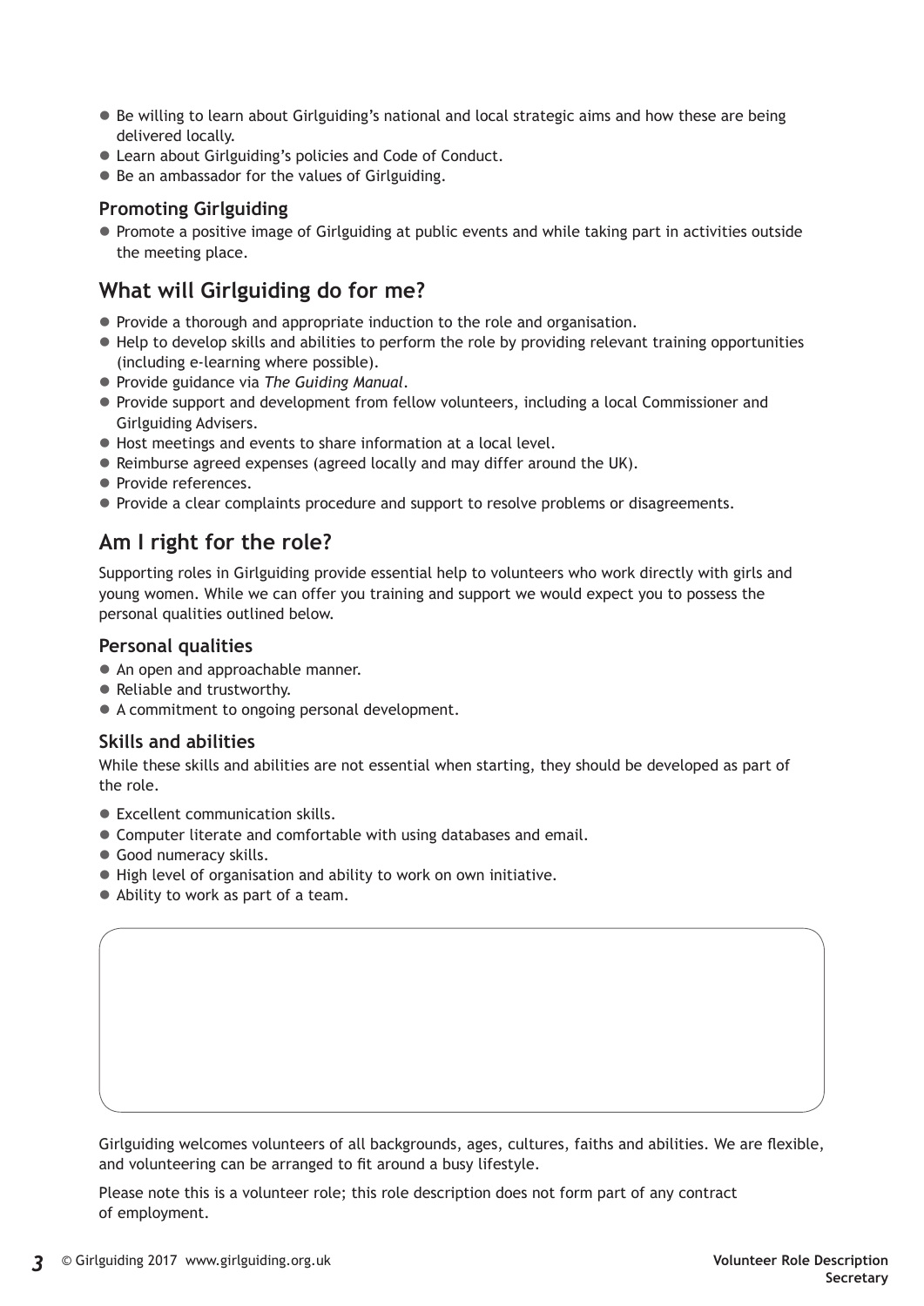- Be willing to learn about Girlguiding's national and local strategic aims and how these are being delivered locally.
- Learn about Girlguiding's policies and Code of Conduct.
- Be an ambassador for the values of Girlguiding.

### Promoting Girlguiding

- Promote a positive image of Girlguiding at public events and while taking part in activities outside the meeting place.

## What will Girlguiding do for me?

- Provide a thorough and appropriate induction to the role and organisation.
- Help to develop skills and abilities to perform the role by providing relevant training opportunities (including e-learning where possible).
- Provide guidance via *The Guiding Manual*.
- Provide support and development from fellow volunteers, including a local Commissioner and Girlguiding Advisers.
- Host meetings and events to share information at a local level.
- Reimburse agreed expenses (agreed locally and may differ around the UK).
- Provide references.
- Provide a clear complaints procedure and support to resolve problems or disagreements.

## Am I right for the role?

Supporting roles in Girlguiding provide essential help to volunteers who work directly with girls and young women. While we can offer you training and support we would expect you to possess the personal qualities outlined below.

### Personal qualities

- An open and approachable manner.
- Reliable and trustworthy.
- A commitment to ongoing personal development.

### Skills and abilities

While these skills and abilities are not essential when starting, they should be developed as part of the role.

- Excellent communication skills.
- Computer literate and comfortable with using databases and email.
- Good numeracy skills.
- High level of organisation and ability to work on own initiative.
- Ability to work as part of a team.

Girlguiding welcomes volunteers of all backgrounds, ages, cultures, faiths and abilities. We are flexible, and volunteering can be arranged to fit around a busy lifestyle.

Please note this is a volunteer role; this role description does not form part of any contract of employment.